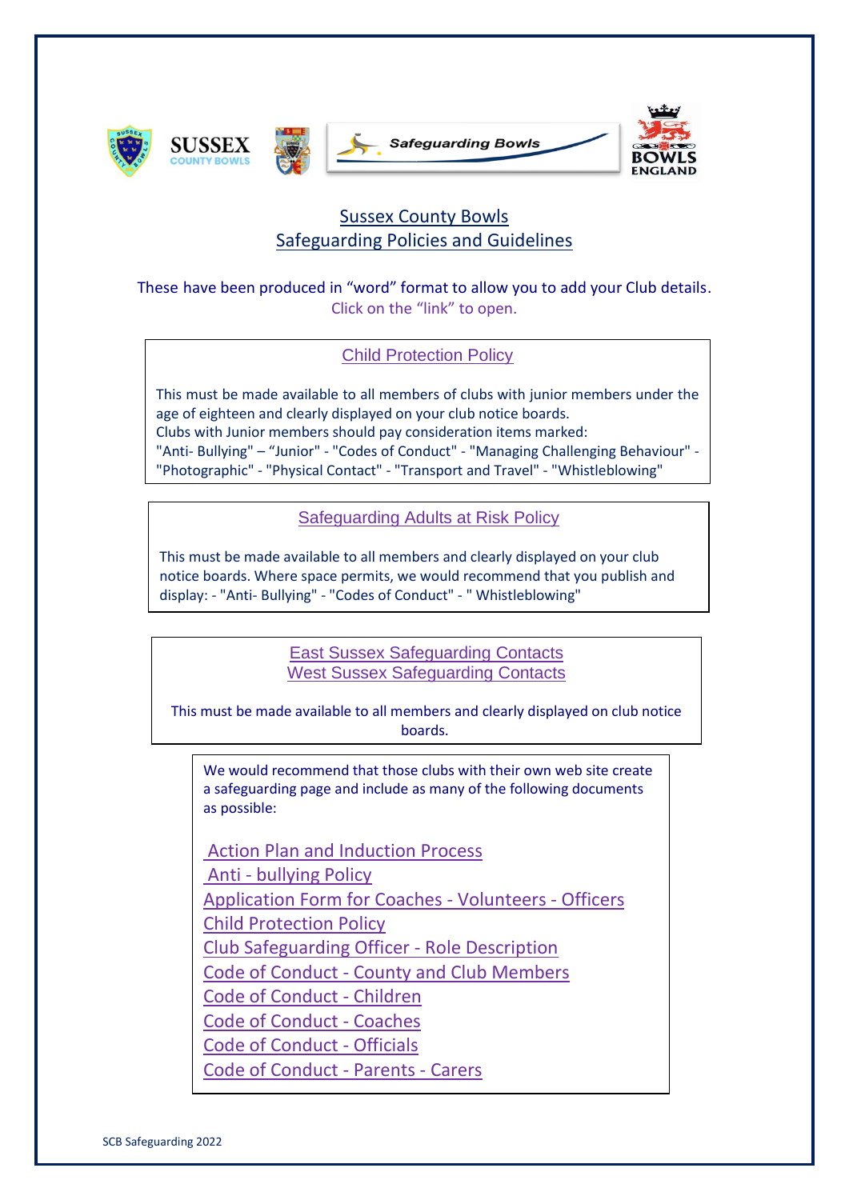# Sussex County Bowls
## Safeguarding Policies and Guidelines

These have been produced in "word" format to allow you to add your Club details.
Click on the "link" to open.

### Child Protection Policy

This must be made available to all members of clubs with junior members under the age of eighteen and clearly displayed on your club notice boards.
Clubs with Junior members should pay consideration items marked:
"Anti- Bullying" – "Junior" - "Codes of Conduct" - "Managing Challenging Behaviour" - "Photographic" - "Physical Contact" - "Transport and Travel" - "Whistleblowing"

### Safeguarding Adults at Risk Policy

This must be made available to all members and clearly displayed on your club notice boards. Where space permits, we would recommend that you publish and display: - "Anti- Bullying" - "Codes of Conduct" - " Whistleblowing"

### East Sussex Safeguarding Contacts
### West Sussex Safeguarding Contacts

This must be made available to all members and clearly displayed on club notice boards.

We would recommend that those clubs with their own web site create a safeguarding page and include as many of the following documents as possible:

- Action Plan and Induction Process
- Anti - bullying Policy
- Application Form for Coaches - Volunteers - Officers
- Child Protection Policy
- Club Safeguarding Officer - Role Description
- Code of Conduct - County and Club Members
- Code of Conduct - Children
- Code of Conduct - Coaches
- Code of Conduct - Officials
- Code of Conduct - Parents - Carers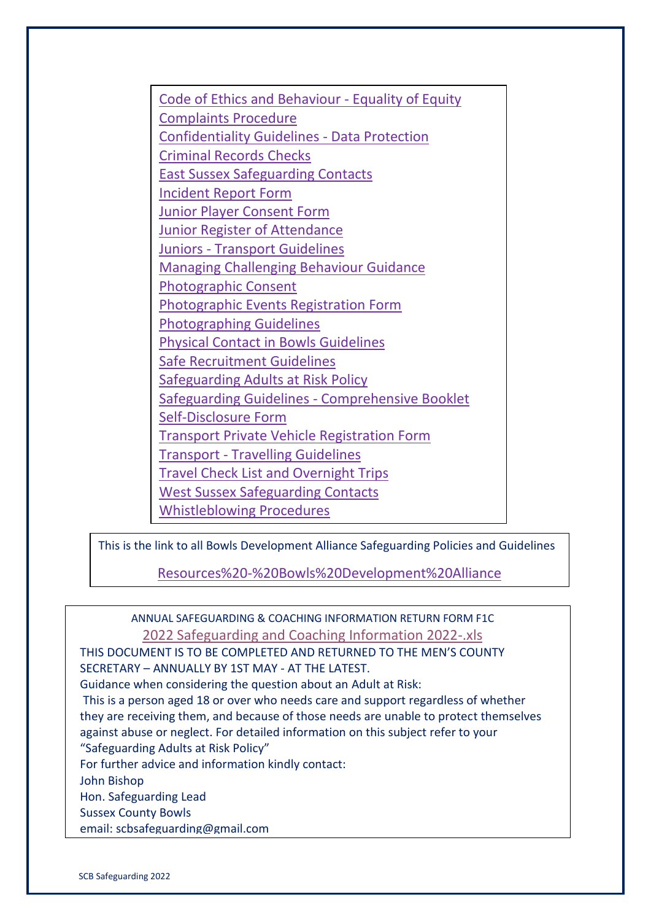- Code of Ethics and Behaviour - Equality of Equity
- Complaints Procedure
- Confidentiality Guidelines - Data Protection
- Criminal Records Checks
- East Sussex Safeguarding Contacts
- Incident Report Form
- Junior Player Consent Form
- Junior Register of Attendance
- Juniors - Transport Guidelines
- Managing Challenging Behaviour Guidance
- Photographic Consent
- Photographic Events Registration Form
- Photographing Guidelines
- Physical Contact in Bowls Guidelines
- Safe Recruitment Guidelines
- Safeguarding Adults at Risk Policy
- Safeguarding Guidelines - Comprehensive Booklet
- Self-Disclosure Form
- Transport Private Vehicle Registration Form
- Transport - Travelling Guidelines
- Travel Check List and Overnight Trips
- West Sussex Safeguarding Contacts
- Whistleblowing Procedures

This is the link to all Bowls Development Alliance Safeguarding Policies and Guidelines

Resources%20-%20Bowls%20Development%20Alliance

ANNUAL SAFEGUARDING & COACHING INFORMATION RETURN FORM F1C

2022 Safeguarding and Coaching Information 2022-.xls

THIS DOCUMENT IS TO BE COMPLETED AND RETURNED TO THE MEN'S COUNTY SECRETARY – ANNUALLY BY 1ST MAY - AT THE LATEST.

Guidance when considering the question about an Adult at Risk:

This is a person aged 18 or over who needs care and support regardless of whether they are receiving them, and because of those needs are unable to protect themselves against abuse or neglect. For detailed information on this subject refer to your "Safeguarding Adults at Risk Policy"

For further advice and information kindly contact:

John Bishop
Hon. Safeguarding Lead
Sussex County Bowls
email: scbsafeguarding@gmail.com

SCB Safeguarding 2022